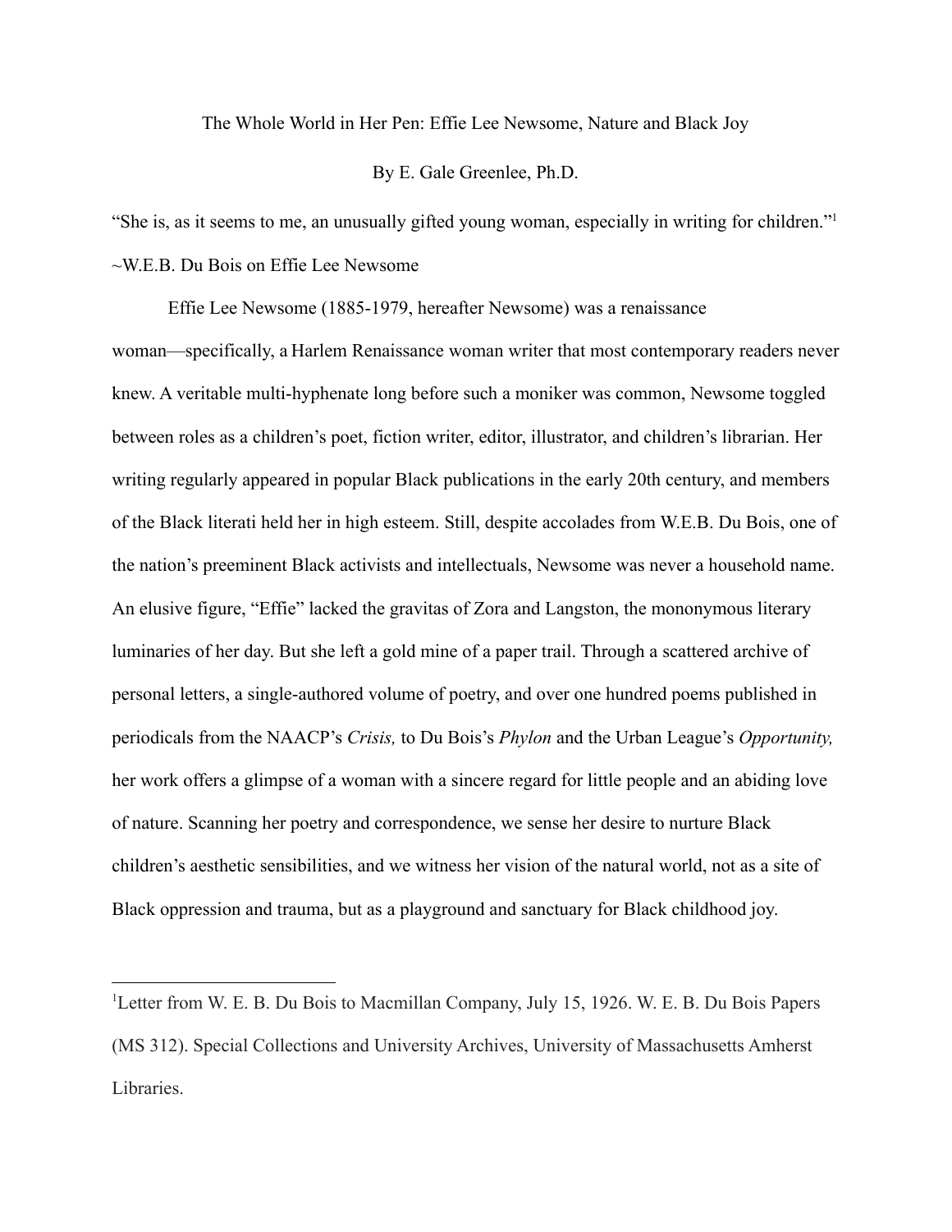# The Whole World in Her Pen: Effie Lee Newsome, Nature and Black Joy

By E. Gale Greenlee, Ph.D.

"She is, as it seems to me, an unusually gifted young woman, especially in writing for children."[1]
~W.E.B. Du Bois on Effie Lee Newsome

Effie Lee Newsome (1885-1979, hereafter Newsome) was a renaissance woman—specifically, a Harlem Renaissance woman writer that most contemporary readers never knew. A veritable multi-hyphenate long before such a moniker was common, Newsome toggled between roles as a children's poet, fiction writer, editor, illustrator, and children's librarian. Her writing regularly appeared in popular Black publications in the early 20th century, and members of the Black literati held her in high esteem. Still, despite accolades from W.E.B. Du Bois, one of the nation's preeminent Black activists and intellectuals, Newsome was never a household name. An elusive figure, "Effie" lacked the gravitas of Zora and Langston, the mononymous literary luminaries of her day. But she left a gold mine of a paper trail. Through a scattered archive of personal letters, a single-authored volume of poetry, and over one hundred poems published in periodicals from the NAACP's *Crisis,* to Du Bois's *Phylon* and the Urban League's *Opportunity,* her work offers a glimpse of a woman with a sincere regard for little people and an abiding love of nature. Scanning her poetry and correspondence, we sense her desire to nurture Black children's aesthetic sensibilities, and we witness her vision of the natural world, not as a site of Black oppression and trauma, but as a playground and sanctuary for Black childhood joy.

---

[1]Letter from W. E. B. Du Bois to Macmillan Company, July 15, 1926. W. E. B. Du Bois Papers (MS 312). Special Collections and University Archives, University of Massachusetts Amherst Libraries.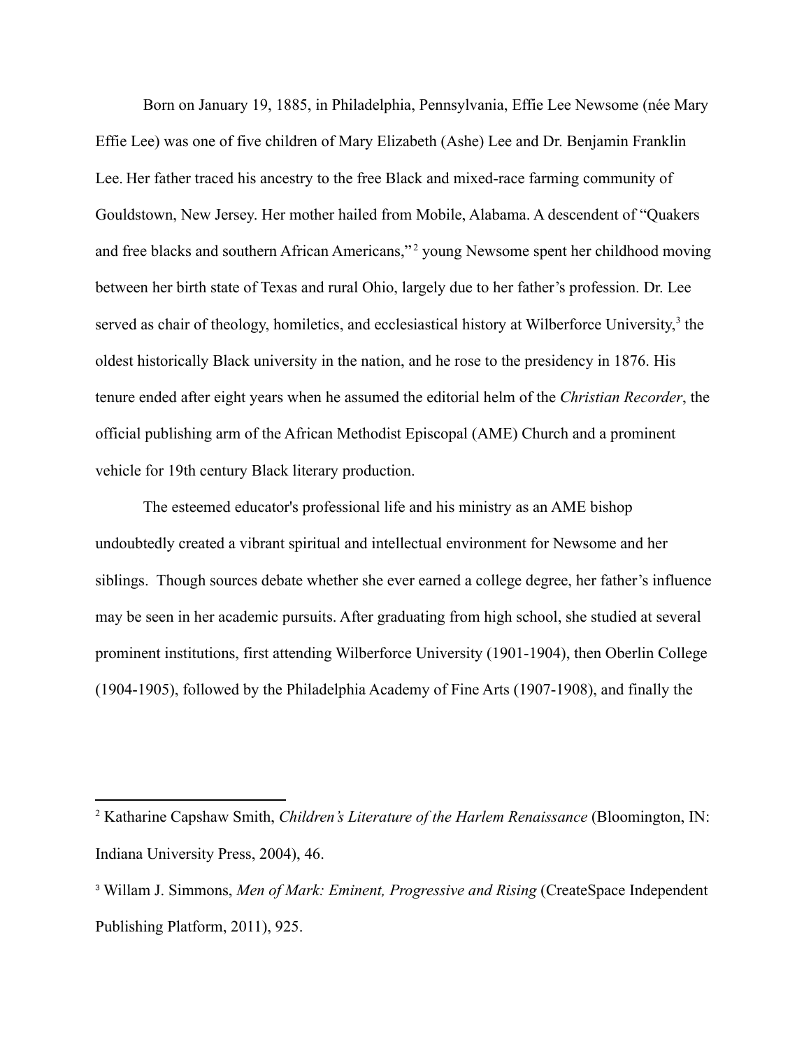Born on January 19, 1885, in Philadelphia, Pennsylvania, Effie Lee Newsome (née Mary Effie Lee) was one of five children of Mary Elizabeth (Ashe) Lee and Dr. Benjamin Franklin Lee. Her father traced his ancestry to the free Black and mixed-race farming community of Gouldstown, New Jersey. Her mother hailed from Mobile, Alabama. A descendent of "Quakers and free blacks and southern African Americans,"[2] young Newsome spent her childhood moving between her birth state of Texas and rural Ohio, largely due to her father's profession. Dr. Lee served as chair of theology, homiletics, and ecclesiastical history at Wilberforce University,[3] the oldest historically Black university in the nation, and he rose to the presidency in 1876. His tenure ended after eight years when he assumed the editorial helm of the *Christian Recorder*, the official publishing arm of the African Methodist Episcopal (AME) Church and a prominent vehicle for 19th century Black literary production.

The esteemed educator's professional life and his ministry as an AME bishop undoubtedly created a vibrant spiritual and intellectual environment for Newsome and her siblings. Though sources debate whether she ever earned a college degree, her father's influence may be seen in her academic pursuits. After graduating from high school, she studied at several prominent institutions, first attending Wilberforce University (1901-1904), then Oberlin College (1904-1905), followed by the Philadelphia Academy of Fine Arts (1907-1908), and finally the

---

[2] Katharine Capshaw Smith, *Children's Literature of the Harlem Renaissance* (Bloomington, IN: Indiana University Press, 2004), 46.

[3] Willam J. Simmons, *Men of Mark: Eminent, Progressive and Rising* (CreateSpace Independent Publishing Platform, 2011), 925.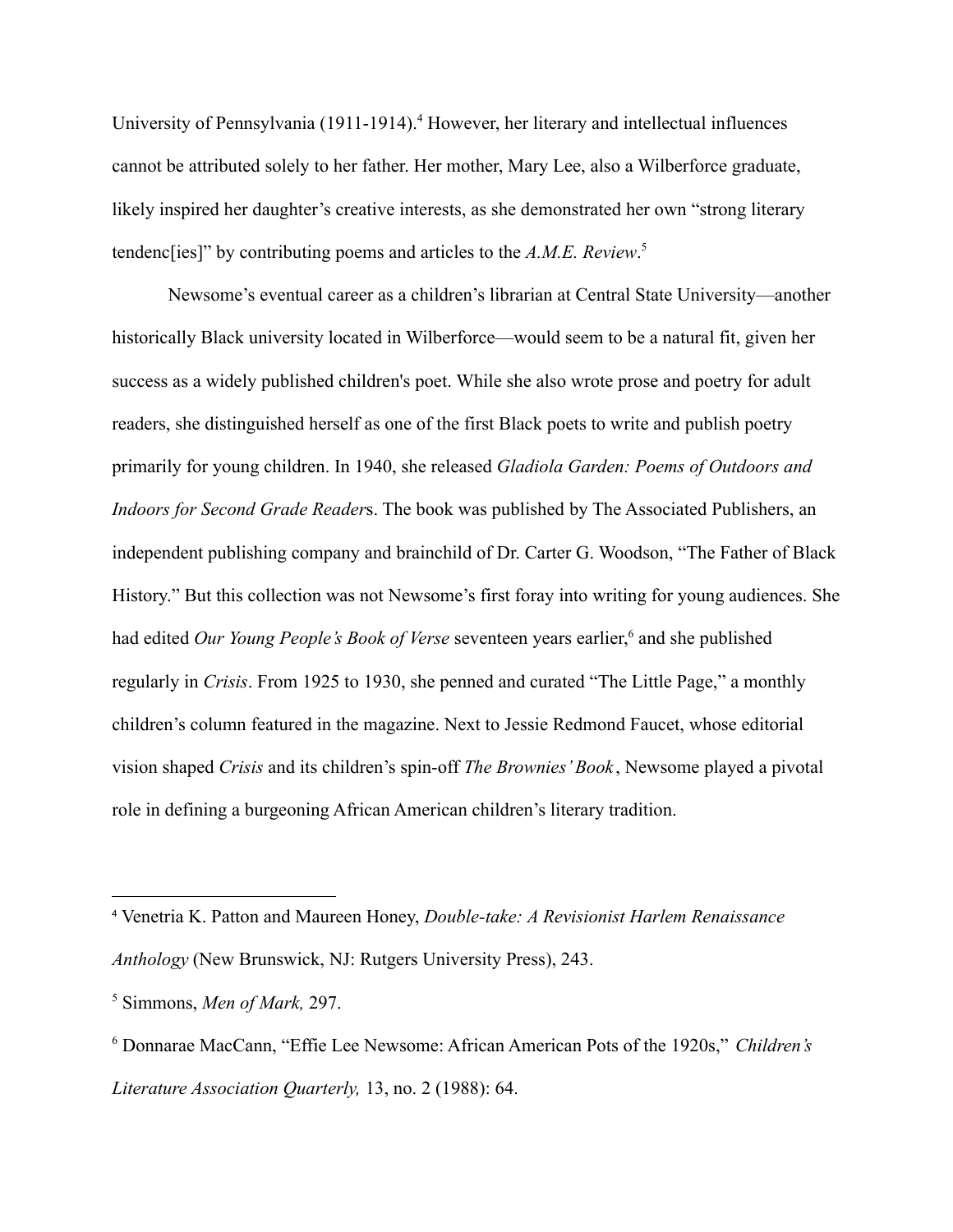University of Pennsylvania (1911-1914).[4] However, her literary and intellectual influences cannot be attributed solely to her father. Her mother, Mary Lee, also a Wilberforce graduate, likely inspired her daughter's creative interests, as she demonstrated her own "strong literary tendenc[ies]" by contributing poems and articles to the *A.M.E. Review*.[5]

Newsome's eventual career as a children's librarian at Central State University—another historically Black university located in Wilberforce—would seem to be a natural fit, given her success as a widely published children's poet. While she also wrote prose and poetry for adult readers, she distinguished herself as one of the first Black poets to write and publish poetry primarily for young children. In 1940, she released *Gladiola Garden: Poems of Outdoors and Indoors for Second Grade Reader*s. The book was published by The Associated Publishers, an independent publishing company and brainchild of Dr. Carter G. Woodson, "The Father of Black History." But this collection was not Newsome's first foray into writing for young audiences. She had edited *Our Young People's Book of Verse* seventeen years earlier,[6] and she published regularly in *Crisis*. From 1925 to 1930, she penned and curated "The Little Page," a monthly children's column featured in the magazine. Next to Jessie Redmond Faucet, whose editorial vision shaped *Crisis* and its children's spin-off *The Brownies' Book*, Newsome played a pivotal role in defining a burgeoning African American children's literary tradition.

---

[4] Venetria K. Patton and Maureen Honey, *Double-take: A Revisionist Harlem Renaissance Anthology* (New Brunswick, NJ: Rutgers University Press), 243.

[5] Simmons, *Men of Mark,* 297.

[6] Donnarae MacCann, "Effie Lee Newsome: African American Pots of the 1920s," *Children's Literature Association Quarterly,* 13, no. 2 (1988): 64.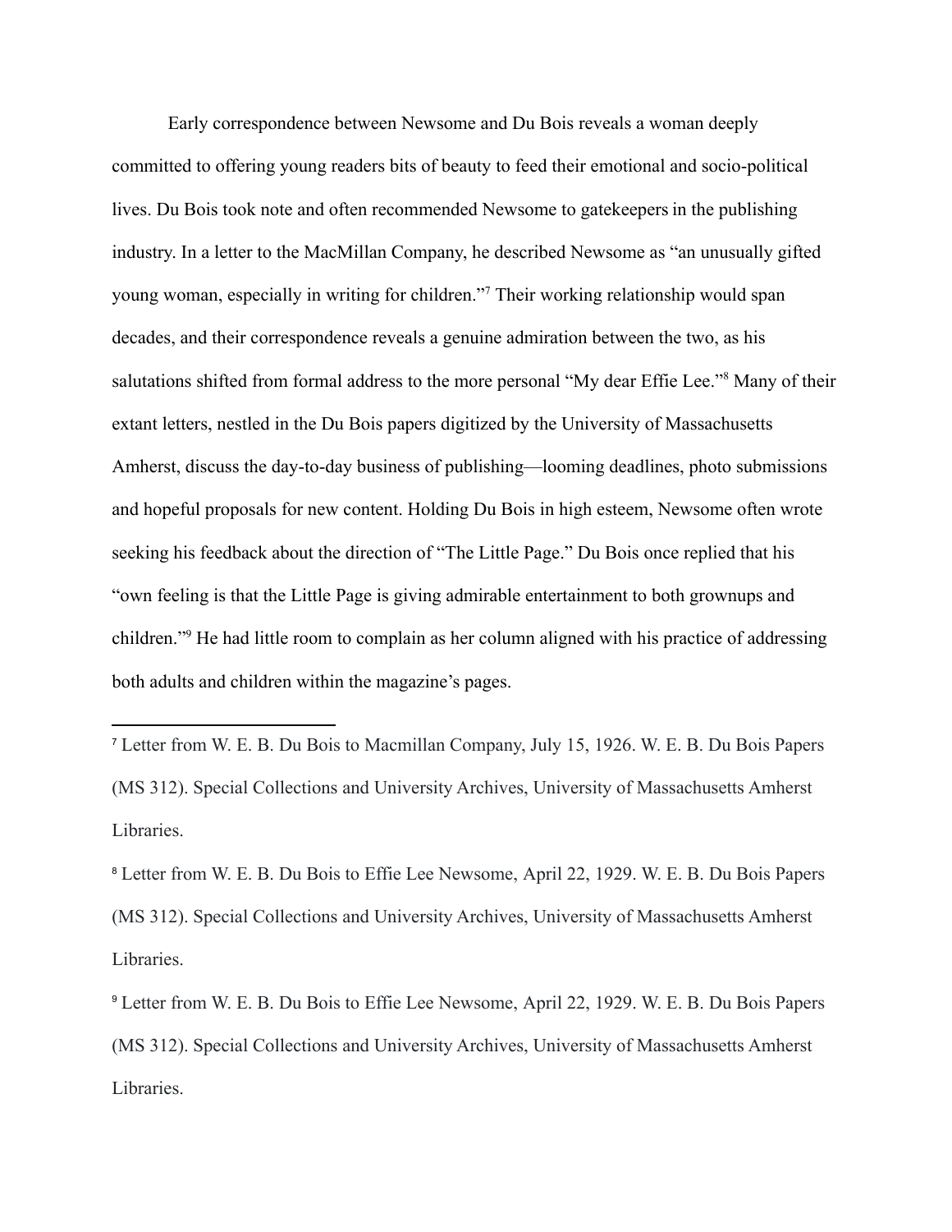Early correspondence between Newsome and Du Bois reveals a woman deeply committed to offering young readers bits of beauty to feed their emotional and socio-political lives. Du Bois took note and often recommended Newsome to gatekeepers in the publishing industry. In a letter to the MacMillan Company, he described Newsome as "an unusually gifted young woman, especially in writing for children."[7] Their working relationship would span decades, and their correspondence reveals a genuine admiration between the two, as his salutations shifted from formal address to the more personal "My dear Effie Lee."[8] Many of their extant letters, nestled in the Du Bois papers digitized by the University of Massachusetts Amherst, discuss the day-to-day business of publishing—looming deadlines, photo submissions and hopeful proposals for new content. Holding Du Bois in high esteem, Newsome often wrote seeking his feedback about the direction of "The Little Page." Du Bois once replied that his "own feeling is that the Little Page is giving admirable entertainment to both grownups and children."[9] He had little room to complain as her column aligned with his practice of addressing both adults and children within the magazine's pages.

---

[7] Letter from W. E. B. Du Bois to Macmillan Company, July 15, 1926. W. E. B. Du Bois Papers (MS 312). Special Collections and University Archives, University of Massachusetts Amherst Libraries.

[8] Letter from W. E. B. Du Bois to Effie Lee Newsome, April 22, 1929. W. E. B. Du Bois Papers (MS 312). Special Collections and University Archives, University of Massachusetts Amherst Libraries.

[9] Letter from W. E. B. Du Bois to Effie Lee Newsome, April 22, 1929. W. E. B. Du Bois Papers (MS 312). Special Collections and University Archives, University of Massachusetts Amherst Libraries.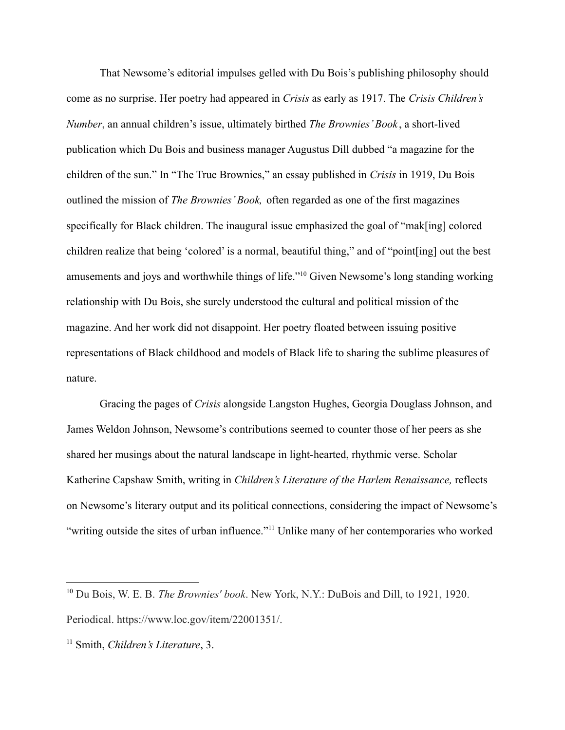That Newsome's editorial impulses gelled with Du Bois's publishing philosophy should come as no surprise. Her poetry had appeared in *Crisis* as early as 1917. The *Crisis Children's Number*, an annual children's issue, ultimately birthed *The Brownies' Book*, a short-lived publication which Du Bois and business manager Augustus Dill dubbed "a magazine for the children of the sun." In "The True Brownies," an essay published in *Crisis* in 1919, Du Bois outlined the mission of *The Brownies' Book,* often regarded as one of the first magazines specifically for Black children. The inaugural issue emphasized the goal of "mak[ing] colored children realize that being 'colored' is a normal, beautiful thing," and of "point[ing] out the best amusements and joys and worthwhile things of life."[10] Given Newsome's long standing working relationship with Du Bois, she surely understood the cultural and political mission of the magazine. And her work did not disappoint. Her poetry floated between issuing positive representations of Black childhood and models of Black life to sharing the sublime pleasures of nature.

Gracing the pages of *Crisis* alongside Langston Hughes, Georgia Douglass Johnson, and James Weldon Johnson, Newsome's contributions seemed to counter those of her peers as she shared her musings about the natural landscape in light-hearted, rhythmic verse. Scholar Katherine Capshaw Smith, writing in *Children's Literature of the Harlem Renaissance,* reflects on Newsome's literary output and its political connections, considering the impact of Newsome's "writing outside the sites of urban influence."[11] Unlike many of her contemporaries who worked

---

[10] Du Bois, W. E. B. *The Brownies' book*. New York, N.Y.: DuBois and Dill, to 1921, 1920. Periodical. https://www.loc.gov/item/22001351/.

[11] Smith, *Children's Literature*, 3.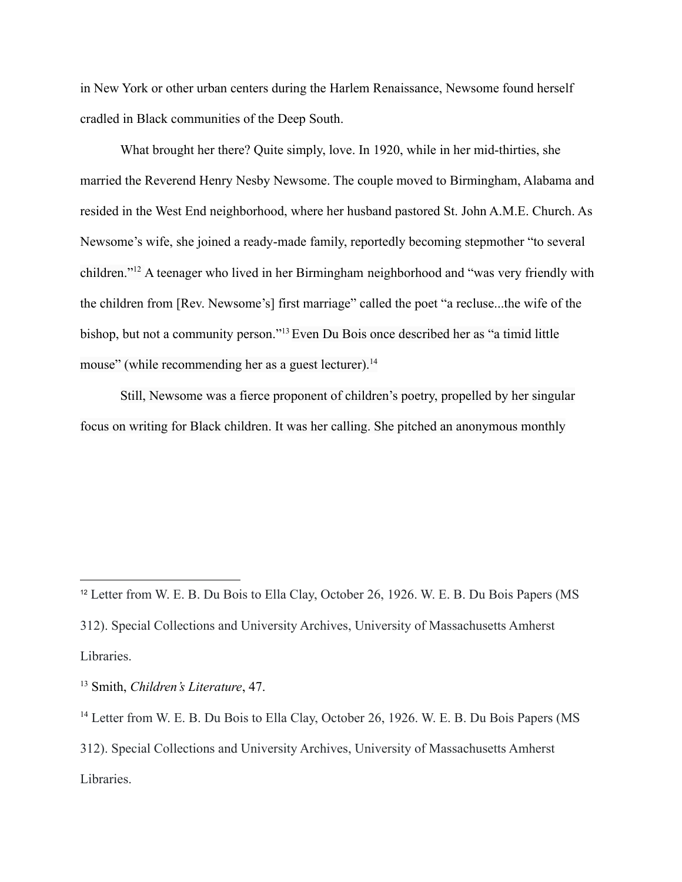in New York or other urban centers during the Harlem Renaissance, Newsome found herself cradled in Black communities of the Deep South.

What brought her there? Quite simply, love. In 1920, while in her mid-thirties, she married the Reverend Henry Nesby Newsome. The couple moved to Birmingham, Alabama and resided in the West End neighborhood, where her husband pastored St. John A.M.E. Church. As Newsome's wife, she joined a ready-made family, reportedly becoming stepmother "to several children."[12] A teenager who lived in her Birmingham neighborhood and "was very friendly with the children from [Rev. Newsome's] first marriage" called the poet "a recluse...the wife of the bishop, but not a community person."[13] Even Du Bois once described her as "a timid little mouse" (while recommending her as a guest lecturer).[14]

Still, Newsome was a fierce proponent of children's poetry, propelled by her singular focus on writing for Black children. It was her calling. She pitched an anonymous monthly

---

[12] Letter from W. E. B. Du Bois to Ella Clay, October 26, 1926. W. E. B. Du Bois Papers (MS 312). Special Collections and University Archives, University of Massachusetts Amherst Libraries.

[13] Smith, *Children's Literature*, 47.

[14] Letter from W. E. B. Du Bois to Ella Clay, October 26, 1926. W. E. B. Du Bois Papers (MS 312). Special Collections and University Archives, University of Massachusetts Amherst Libraries.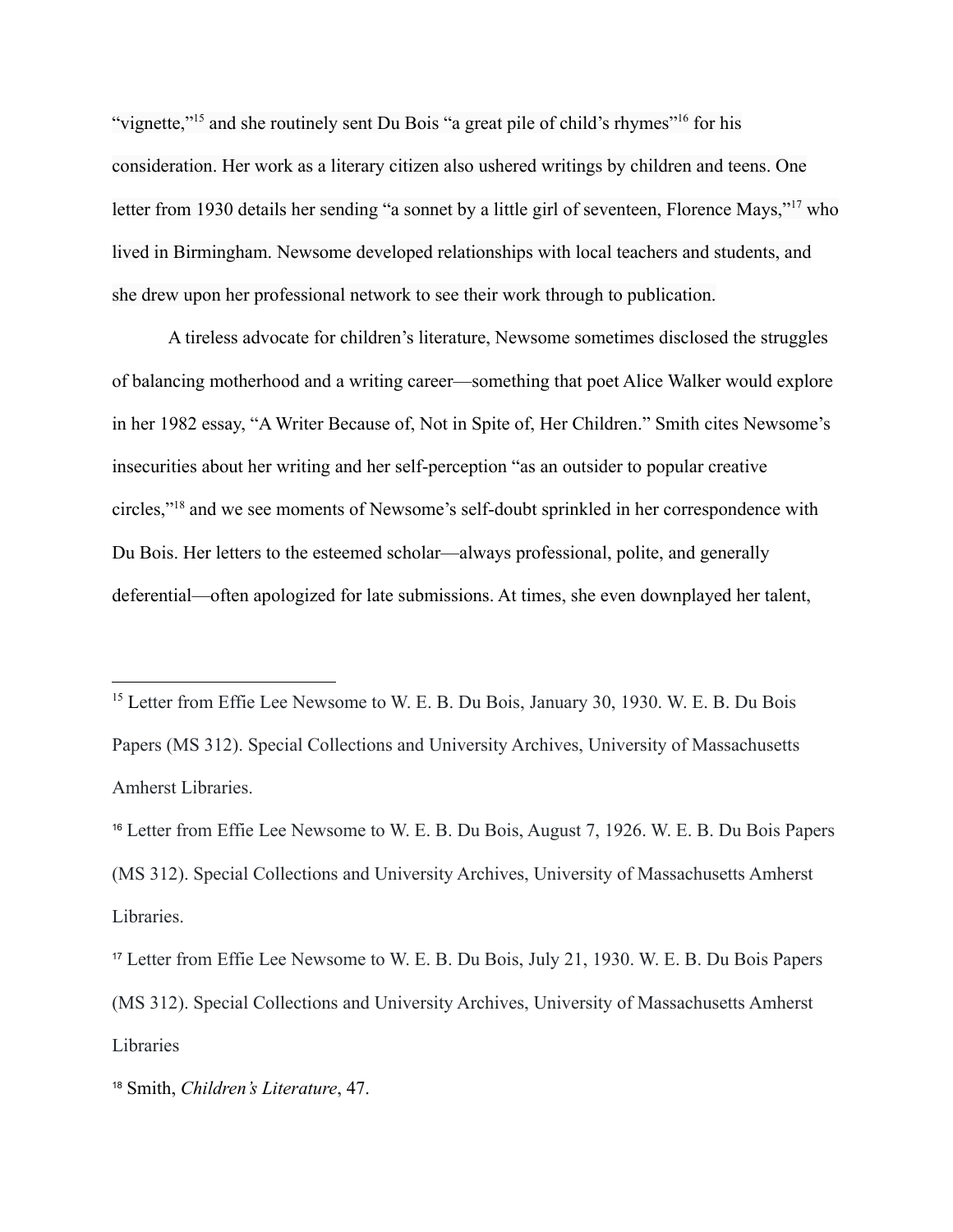"vignette,"[15] and she routinely sent Du Bois "a great pile of child's rhymes"[16] for his consideration. Her work as a literary citizen also ushered writings by children and teens. One letter from 1930 details her sending "a sonnet by a little girl of seventeen, Florence Mays,"[17] who lived in Birmingham. Newsome developed relationships with local teachers and students, and she drew upon her professional network to see their work through to publication.

A tireless advocate for children's literature, Newsome sometimes disclosed the struggles of balancing motherhood and a writing career—something that poet Alice Walker would explore in her 1982 essay, "A Writer Because of, Not in Spite of, Her Children." Smith cites Newsome's insecurities about her writing and her self-perception "as an outsider to popular creative circles,"[18] and we see moments of Newsome's self-doubt sprinkled in her correspondence with Du Bois. Her letters to the esteemed scholar—always professional, polite, and generally deferential—often apologized for late submissions. At times, she even downplayed her talent,

---

[15] Letter from Effie Lee Newsome to W. E. B. Du Bois, January 30, 1930. W. E. B. Du Bois Papers (MS 312). Special Collections and University Archives, University of Massachusetts Amherst Libraries.

[16] Letter from Effie Lee Newsome to W. E. B. Du Bois, August 7, 1926. W. E. B. Du Bois Papers (MS 312). Special Collections and University Archives, University of Massachusetts Amherst Libraries.

[17] Letter from Effie Lee Newsome to W. E. B. Du Bois, July 21, 1930. W. E. B. Du Bois Papers (MS 312). Special Collections and University Archives, University of Massachusetts Amherst Libraries

[18] Smith, *Children's Literature*, 47.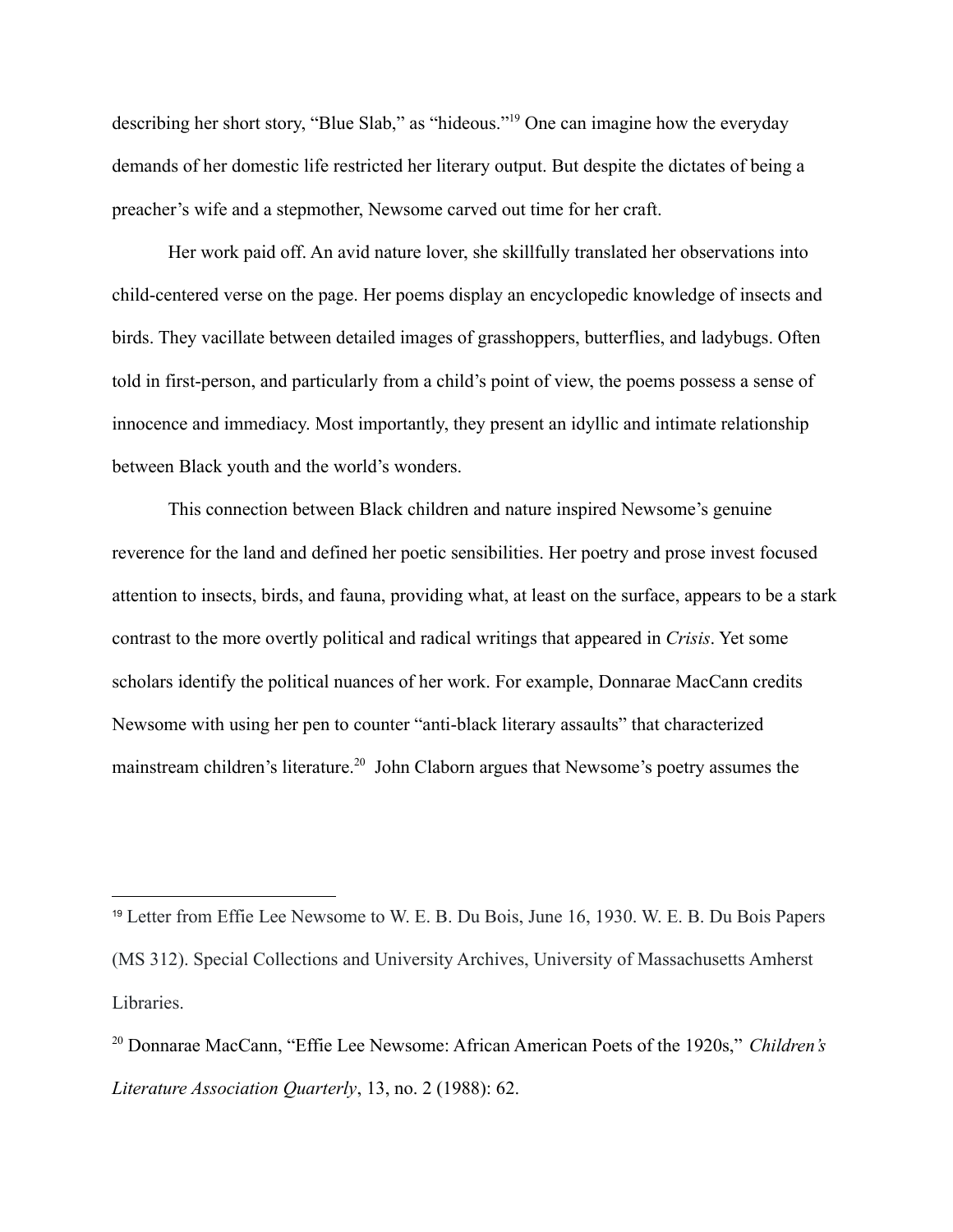describing her short story, "Blue Slab," as "hideous."[19] One can imagine how the everyday demands of her domestic life restricted her literary output. But despite the dictates of being a preacher's wife and a stepmother, Newsome carved out time for her craft.

Her work paid off. An avid nature lover, she skillfully translated her observations into child-centered verse on the page. Her poems display an encyclopedic knowledge of insects and birds. They vacillate between detailed images of grasshoppers, butterflies, and ladybugs. Often told in first-person, and particularly from a child's point of view, the poems possess a sense of innocence and immediacy. Most importantly, they present an idyllic and intimate relationship between Black youth and the world's wonders.

This connection between Black children and nature inspired Newsome's genuine reverence for the land and defined her poetic sensibilities. Her poetry and prose invest focused attention to insects, birds, and fauna, providing what, at least on the surface, appears to be a stark contrast to the more overtly political and radical writings that appeared in *Crisis*. Yet some scholars identify the political nuances of her work. For example, Donnarae MacCann credits Newsome with using her pen to counter "anti-black literary assaults" that characterized mainstream children's literature.[20] John Claborn argues that Newsome's poetry assumes the

---

[19] Letter from Effie Lee Newsome to W. E. B. Du Bois, June 16, 1930. W. E. B. Du Bois Papers (MS 312). Special Collections and University Archives, University of Massachusetts Amherst Libraries.

[20] Donnarae MacCann, "Effie Lee Newsome: African American Poets of the 1920s," *Children's Literature Association Quarterly*, 13, no. 2 (1988): 62.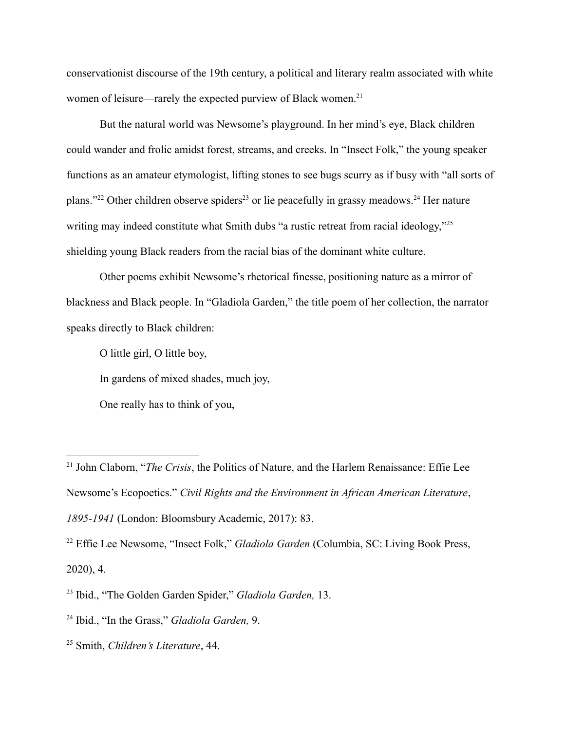conservationist discourse of the 19th century, a political and literary realm associated with white women of leisure—rarely the expected purview of Black women.[21]

But the natural world was Newsome's playground. In her mind's eye, Black children could wander and frolic amidst forest, streams, and creeks. In "Insect Folk," the young speaker functions as an amateur etymologist, lifting stones to see bugs scurry as if busy with "all sorts of plans."[22] Other children observe spiders[23] or lie peacefully in grassy meadows.[24] Her nature writing may indeed constitute what Smith dubs "a rustic retreat from racial ideology,"[25] shielding young Black readers from the racial bias of the dominant white culture.

Other poems exhibit Newsome's rhetorical finesse, positioning nature as a mirror of blackness and Black people. In "Gladiola Garden," the title poem of her collection, the narrator speaks directly to Black children:

> O little girl, O little boy,
>
> In gardens of mixed shades, much joy,
>
> One really has to think of you,

---

[21] John Claborn, "*The Crisis*, the Politics of Nature, and the Harlem Renaissance: Effie Lee Newsome's Ecopoetics." *Civil Rights and the Environment in African American Literature, 1895-1941* (London: Bloomsbury Academic, 2017): 83.

[22] Effie Lee Newsome, "Insect Folk," *Gladiola Garden* (Columbia, SC: Living Book Press, 2020), 4.

[23] Ibid., "The Golden Garden Spider," *Gladiola Garden,* 13.

[24] Ibid., "In the Grass," *Gladiola Garden,* 9.

[25] Smith, *Children's Literature*, 44.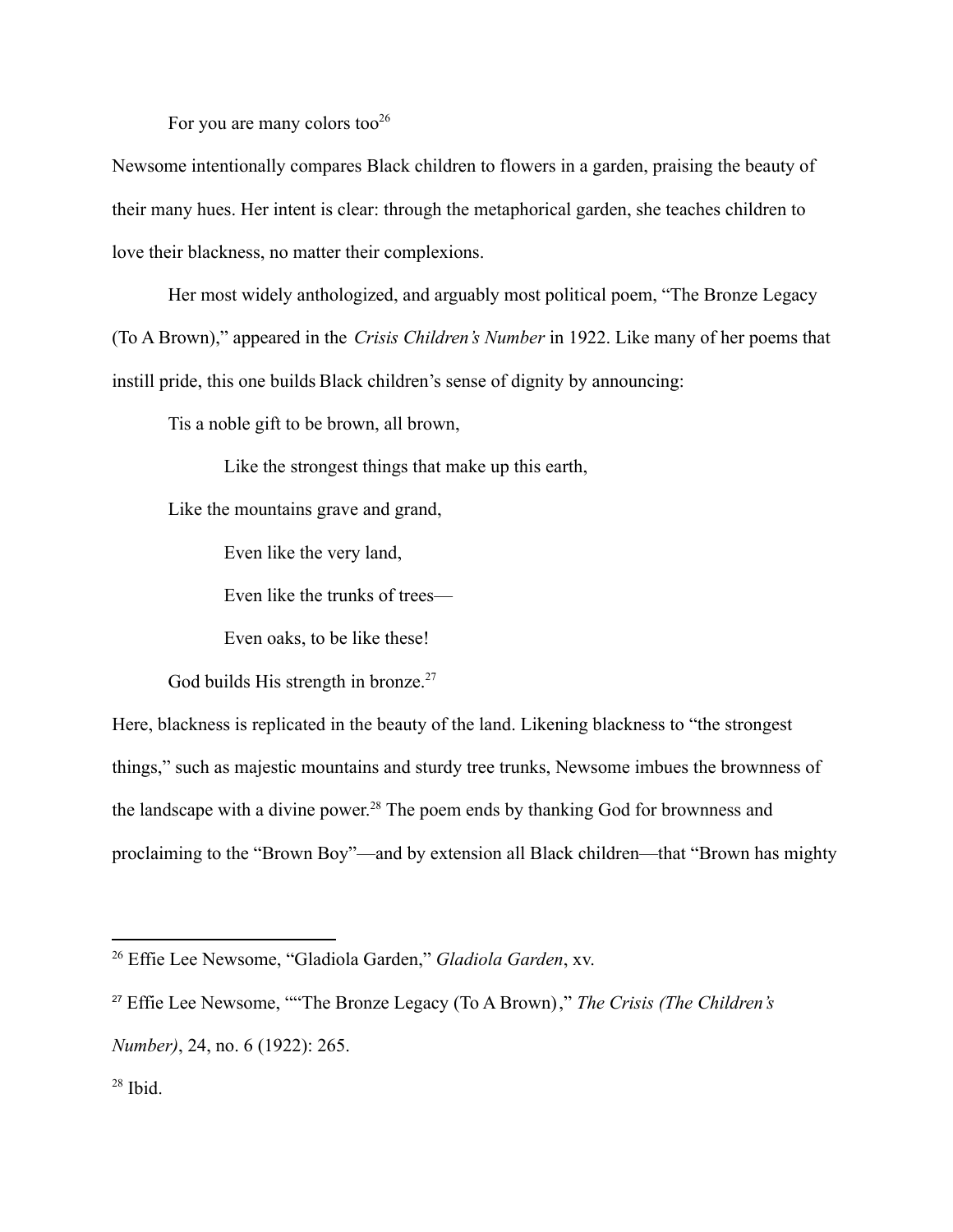For you are many colors too[26]

Newsome intentionally compares Black children to flowers in a garden, praising the beauty of their many hues. Her intent is clear: through the metaphorical garden, she teaches children to love their blackness, no matter their complexions.

Her most widely anthologized, and arguably most political poem, "The Bronze Legacy (To A Brown)," appeared in the *Crisis Children's Number* in 1922. Like many of her poems that instill pride, this one builds Black children's sense of dignity by announcing:

> Tis a noble gift to be brown, all brown,
>
> Like the strongest things that make up this earth,
>
> Like the mountains grave and grand,
>
> Even like the very land,
>
> Even like the trunks of trees—
>
> Even oaks, to be like these!
>
> God builds His strength in bronze.[27]

Here, blackness is replicated in the beauty of the land. Likening blackness to "the strongest things," such as majestic mountains and sturdy tree trunks, Newsome imbues the brownness of the landscape with a divine power.[28] The poem ends by thanking God for brownness and proclaiming to the "Brown Boy"—and by extension all Black children—that "Brown has mighty

---

[26] Effie Lee Newsome, "Gladiola Garden," *Gladiola Garden*, xv.

[27] Effie Lee Newsome, ""The Bronze Legacy (To A Brown)," *The Crisis (The Children's Number)*, 24, no. 6 (1922): 265.

[28] Ibid.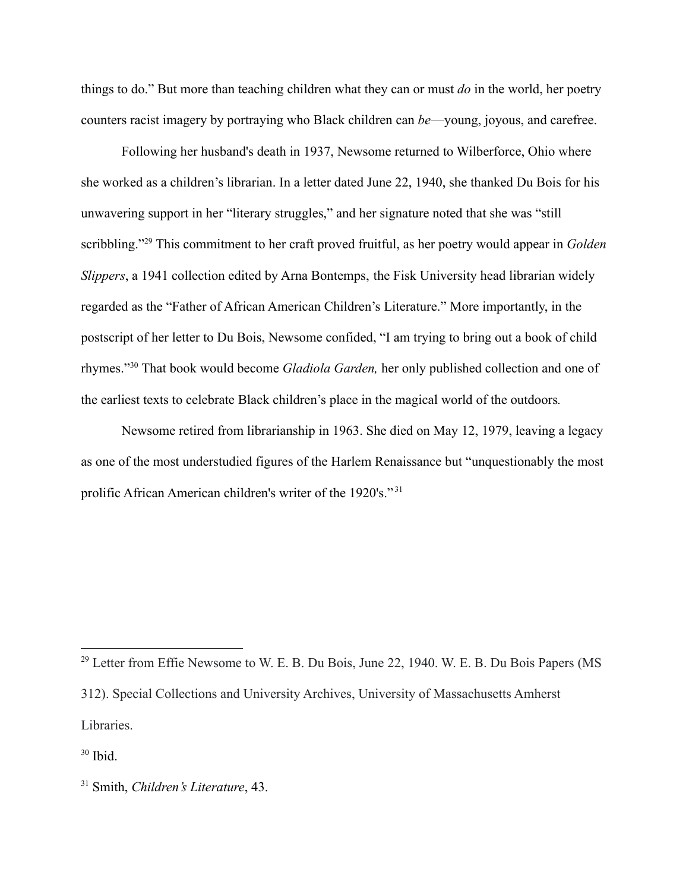things to do." But more than teaching children what they can or must *do* in the world, her poetry counters racist imagery by portraying who Black children can *be*—young, joyous, and carefree.

Following her husband's death in 1937, Newsome returned to Wilberforce, Ohio where she worked as a children's librarian. In a letter dated June 22, 1940, she thanked Du Bois for his unwavering support in her "literary struggles," and her signature noted that she was "still scribbling."[29] This commitment to her craft proved fruitful, as her poetry would appear in *Golden Slippers*, a 1941 collection edited by Arna Bontemps, the Fisk University head librarian widely regarded as the "Father of African American Children's Literature." More importantly, in the postscript of her letter to Du Bois, Newsome confided, "I am trying to bring out a book of child rhymes."[30] That book would become *Gladiola Garden,* her only published collection and one of the earliest texts to celebrate Black children's place in the magical world of the outdoors*.*

Newsome retired from librarianship in 1963. She died on May 12, 1979, leaving a legacy as one of the most understudied figures of the Harlem Renaissance but "unquestionably the most prolific African American children's writer of the 1920's."[31]

---

[29] Letter from Effie Newsome to W. E. B. Du Bois, June 22, 1940. W. E. B. Du Bois Papers (MS 312). Special Collections and University Archives, University of Massachusetts Amherst Libraries.

[30] Ibid.

[31] Smith, *Children's Literature*, 43.